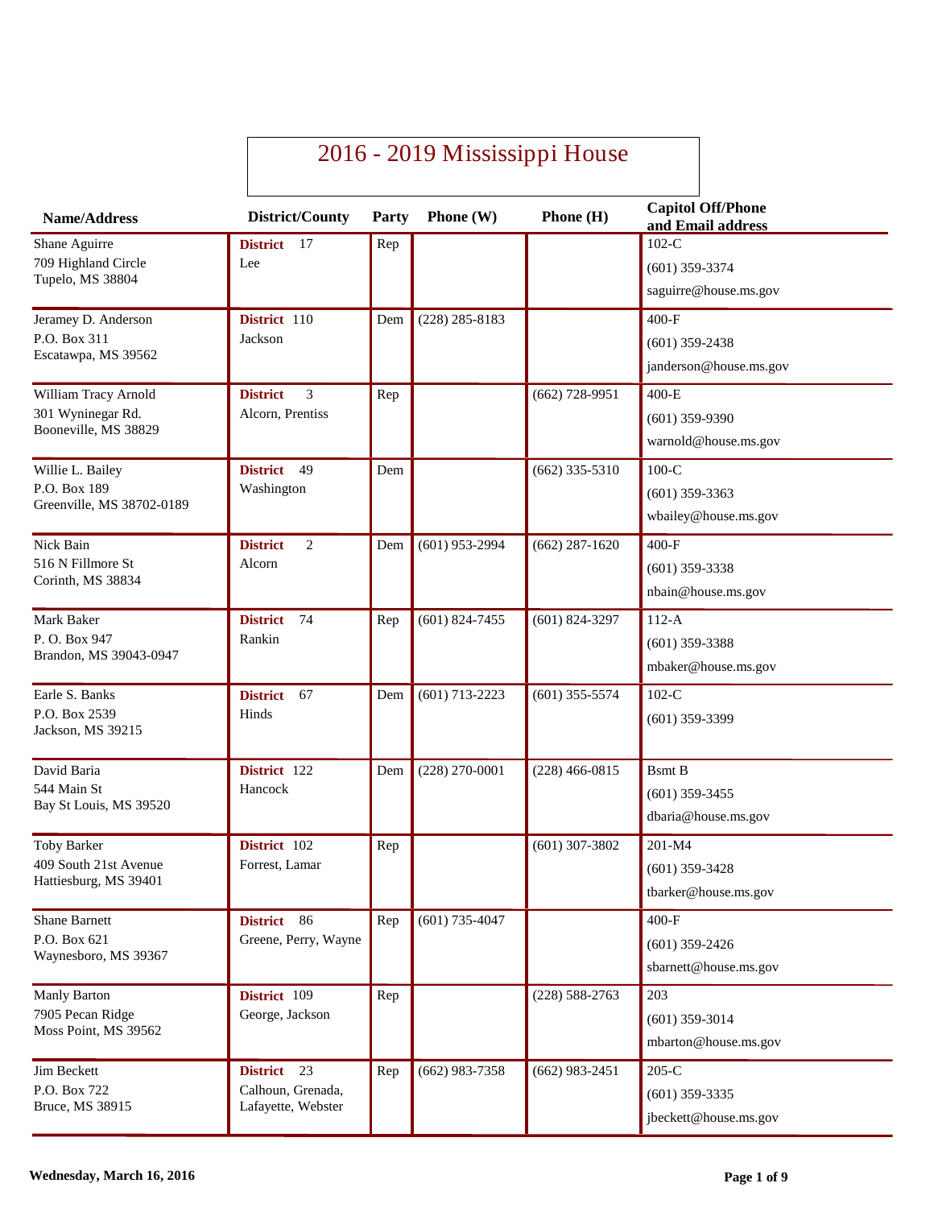# 2016 - 2019 Mississippi House

| Name/Address | District/County | Party | Phone (W) | Phone (H) | Capitol Off/Phone and Email address |
|---|---|---|---|---|---|
| Shane Aguirre<br>709 Highland Circle<br>Tupelo, MS 38804 | **District** 17<br>Lee | Rep | | | 102-C<br>(601) 359-3374<br>saguirre@house.ms.gov |
| Jeramey D. Anderson<br>P.O. Box 311<br>Escatawpa, MS 39562 | **District** 110<br>Jackson | Dem | (228) 285-8183 | | 400-F<br>(601) 359-2438<br>janderson@house.ms.gov |
| William Tracy Arnold<br>301 Wyninegar Rd.<br>Booneville, MS 38829 | **District** 3<br>Alcorn, Prentiss | Rep | | (662) 728-9951 | 400-E<br>(601) 359-9390<br>warnold@house.ms.gov |
| Willie L. Bailey<br>P.O. Box 189<br>Greenville, MS 38702-0189 | **District** 49<br>Washington | Dem | | (662) 335-5310 | 100-C<br>(601) 359-3363<br>wbailey@house.ms.gov |
| Nick Bain<br>516 N Fillmore St<br>Corinth, MS 38834 | **District** 2<br>Alcorn | Dem | (601) 953-2994 | (662) 287-1620 | 400-F<br>(601) 359-3338<br>nbain@house.ms.gov |
| Mark Baker<br>P. O. Box 947<br>Brandon, MS 39043-0947 | **District** 74<br>Rankin | Rep | (601) 824-7455 | (601) 824-3297 | 112-A<br>(601) 359-3388<br>mbaker@house.ms.gov |
| Earle S. Banks<br>P.O. Box 2539<br>Jackson, MS 39215 | **District** 67<br>Hinds | Dem | (601) 713-2223 | (601) 355-5574 | 102-C<br>(601) 359-3399 |
| David Baria<br>544 Main St<br>Bay St Louis, MS 39520 | **District** 122<br>Hancock | Dem | (228) 270-0001 | (228) 466-0815 | Bsmt B<br>(601) 359-3455<br>dbaria@house.ms.gov |
| Toby Barker<br>409 South 21st Avenue<br>Hattiesburg, MS 39401 | **District** 102<br>Forrest, Lamar | Rep | | (601) 307-3802 | 201-M4<br>(601) 359-3428<br>tbarker@house.ms.gov |
| Shane Barnett<br>P.O. Box 621<br>Waynesboro, MS 39367 | **District** 86<br>Greene, Perry, Wayne | Rep | (601) 735-4047 | | 400-F<br>(601) 359-2426<br>sbarnett@house.ms.gov |
| Manly Barton<br>7905 Pecan Ridge<br>Moss Point, MS 39562 | **District** 109<br>George, Jackson | Rep | | (228) 588-2763 | 203<br>(601) 359-3014<br>mbarton@house.ms.gov |
| Jim Beckett<br>P.O. Box 722<br>Bruce, MS 38915 | **District** 23<br>Calhoun, Grenada, Lafayette, Webster | Rep | (662) 983-7358 | (662) 983-2451 | 205-C<br>(601) 359-3335<br>jbeckett@house.ms.gov |

Wednesday, March 16, 2016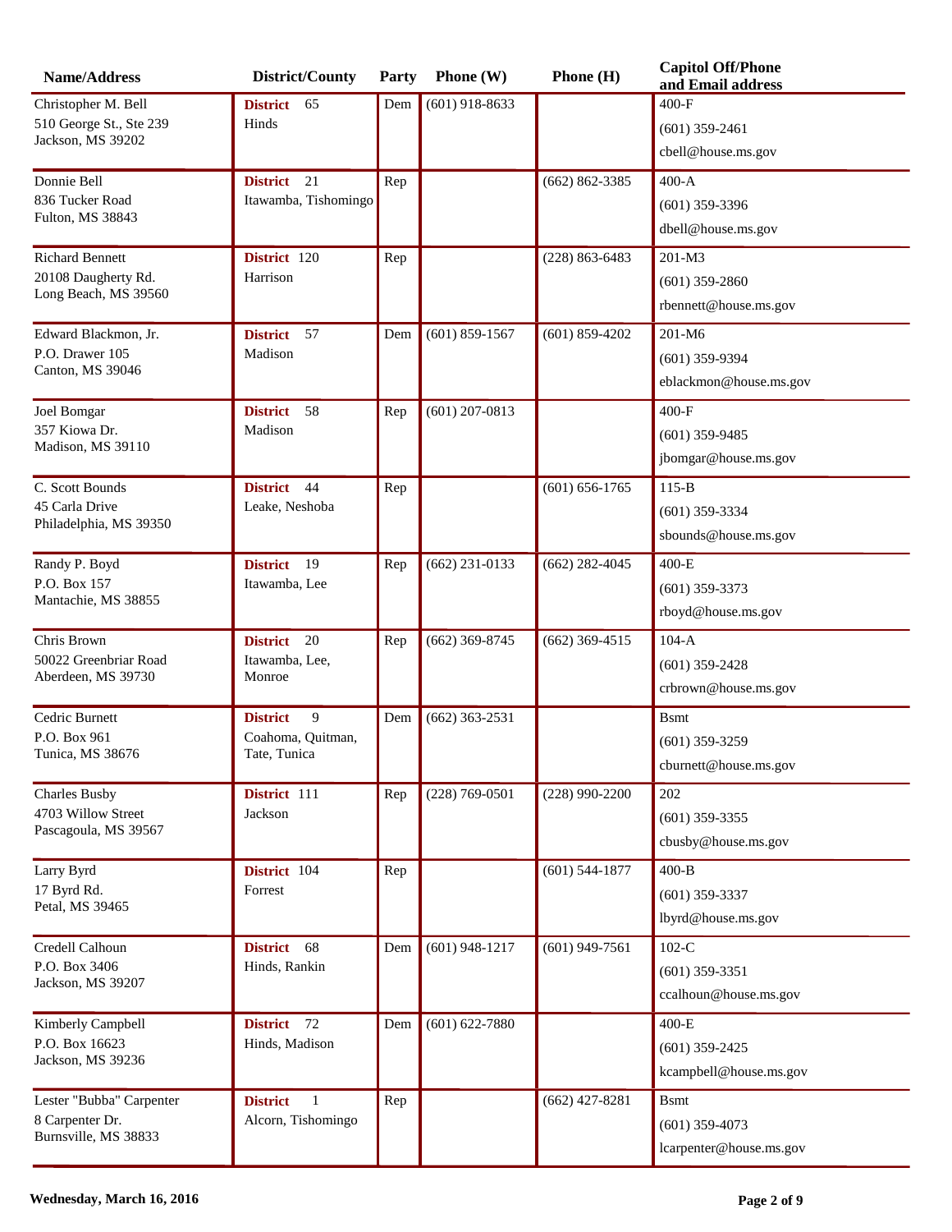| Name/Address | District/County | Party | Phone (W) | Phone (H) | Capitol Off/Phone and Email address |
|---|---|---|---|---|---|
| Christopher M. Bell<br>510 George St., Ste 239<br>Jackson, MS 39202 | **District** 65<br>Hinds | Dem | (601) 918-8633 | | 400-F<br>(601) 359-2461<br>cbell@house.ms.gov |
| Donnie Bell<br>836 Tucker Road<br>Fulton, MS 38843 | **District** 21<br>Itawamba, Tishomingo | Rep | | (662) 862-3385 | 400-A<br>(601) 359-3396<br>dbell@house.ms.gov |
| Richard Bennett<br>20108 Daugherty Rd.<br>Long Beach, MS 39560 | **District** 120<br>Harrison | Rep | | (228) 863-6483 | 201-M3<br>(601) 359-2860<br>rbennett@house.ms.gov |
| Edward Blackmon, Jr.<br>P.O. Drawer 105<br>Canton, MS 39046 | **District** 57<br>Madison | Dem | (601) 859-1567 | (601) 859-4202 | 201-M6<br>(601) 359-9394<br>eblackmon@house.ms.gov |
| Joel Bomgar<br>357 Kiowa Dr.<br>Madison, MS 39110 | **District** 58<br>Madison | Rep | (601) 207-0813 | | 400-F<br>(601) 359-9485<br>jbomgar@house.ms.gov |
| C. Scott Bounds<br>45 Carla Drive<br>Philadelphia, MS 39350 | **District** 44<br>Leake, Neshoba | Rep | | (601) 656-1765 | 115-B<br>(601) 359-3334<br>sbounds@house.ms.gov |
| Randy P. Boyd<br>P.O. Box 157<br>Mantachie, MS 38855 | **District** 19<br>Itawamba, Lee | Rep | (662) 231-0133 | (662) 282-4045 | 400-E<br>(601) 359-3373<br>rboyd@house.ms.gov |
| Chris Brown<br>50022 Greenbriar Road<br>Aberdeen, MS 39730 | **District** 20<br>Itawamba, Lee, Monroe | Rep | (662) 369-8745 | (662) 369-4515 | 104-A<br>(601) 359-2428<br>crbrown@house.ms.gov |
| Cedric Burnett<br>P.O. Box 961<br>Tunica, MS 38676 | **District** 9<br>Coahoma, Quitman, Tate, Tunica | Dem | (662) 363-2531 | | Bsmt<br>(601) 359-3259<br>cburnett@house.ms.gov |
| Charles Busby<br>4703 Willow Street<br>Pascagoula, MS 39567 | **District** 111<br>Jackson | Rep | (228) 769-0501 | (228) 990-2200 | 202<br>(601) 359-3355<br>cbusby@house.ms.gov |
| Larry Byrd<br>17 Byrd Rd.<br>Petal, MS 39465 | **District** 104<br>Forrest | Rep | | (601) 544-1877 | 400-B<br>(601) 359-3337<br>lbyrd@house.ms.gov |
| Credell Calhoun<br>P.O. Box 3406<br>Jackson, MS 39207 | **District** 68<br>Hinds, Rankin | Dem | (601) 948-1217 | (601) 949-7561 | 102-C<br>(601) 359-3351<br>ccalhoun@house.ms.gov |
| Kimberly Campbell<br>P.O. Box 16623<br>Jackson, MS 39236 | **District** 72<br>Hinds, Madison | Dem | (601) 622-7880 | | 400-E<br>(601) 359-2425<br>kcampbell@house.ms.gov |
| Lester "Bubba" Carpenter<br>8 Carpenter Dr.<br>Burnsville, MS 38833 | **District** 1<br>Alcorn, Tishomingo | Rep | | (662) 427-8281 | Bsmt<br>(601) 359-4073<br>lcarpenter@house.ms.gov |

**Wednesday, March 16, 2016**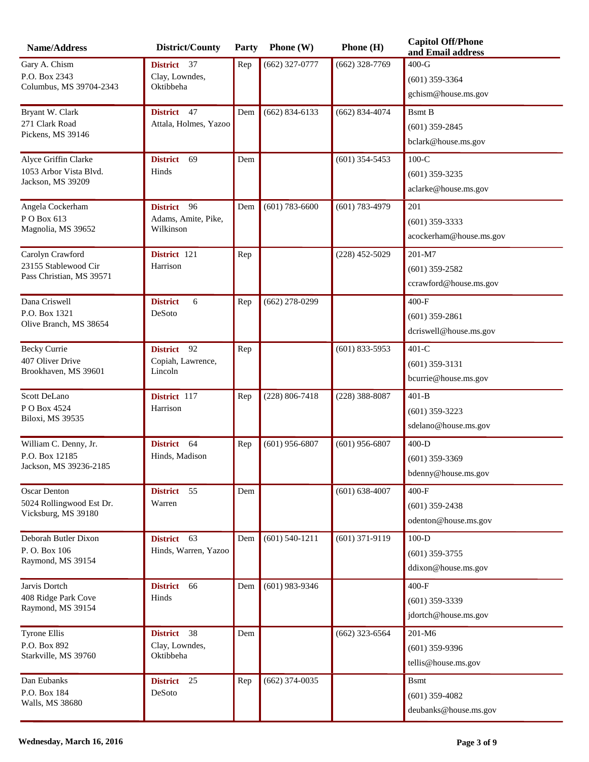| Name/Address | District/County | Party | Phone (W) | Phone (H) | Capitol Off/Phone and Email address |
|---|---|---|---|---|---|
| Gary A. Chism<br>P.O. Box 2343<br>Columbus, MS 39704-2343 | **District** 37<br>Clay, Lowndes, Oktibbeha | Rep | (662) 327-0777 | (662) 328-7769 | 400-G<br>(601) 359-3364<br>gchism@house.ms.gov |
| Bryant W. Clark<br>271 Clark Road<br>Pickens, MS 39146 | **District** 47<br>Attala, Holmes, Yazoo | Dem | (662) 834-6133 | (662) 834-4074 | Bsmt B<br>(601) 359-2845<br>bclark@house.ms.gov |
| Alyce Griffin Clarke<br>1053 Arbor Vista Blvd.<br>Jackson, MS 39209 | **District** 69<br>Hinds | Dem | | (601) 354-5453 | 100-C<br>(601) 359-3235<br>aclarke@house.ms.gov |
| Angela Cockerham<br>P O Box 613<br>Magnolia, MS 39652 | **District** 96<br>Adams, Amite, Pike, Wilkinson | Dem | (601) 783-6600 | (601) 783-4979 | 201<br>(601) 359-3333<br>acockerham@house.ms.gov |
| Carolyn Crawford<br>23155 Stablewood Cir<br>Pass Christian, MS 39571 | **District** 121<br>Harrison | Rep | | (228) 452-5029 | 201-M7<br>(601) 359-2582<br>ccrawford@house.ms.gov |
| Dana Criswell<br>P.O. Box 1321<br>Olive Branch, MS 38654 | **District** 6<br>DeSoto | Rep | (662) 278-0299 | | 400-F<br>(601) 359-2861<br>dcriswell@house.ms.gov |
| Becky Currie<br>407 Oliver Drive<br>Brookhaven, MS 39601 | **District** 92<br>Copiah, Lawrence, Lincoln | Rep | | (601) 833-5953 | 401-C<br>(601) 359-3131<br>bcurrie@house.ms.gov |
| Scott DeLano<br>P O Box 4524<br>Biloxi, MS 39535 | **District** 117<br>Harrison | Rep | (228) 806-7418 | (228) 388-8087 | 401-B<br>(601) 359-3223<br>sdelano@house.ms.gov |
| William C. Denny, Jr.<br>P.O. Box 12185<br>Jackson, MS 39236-2185 | **District** 64<br>Hinds, Madison | Rep | (601) 956-6807 | (601) 956-6807 | 400-D<br>(601) 359-3369<br>bdenny@house.ms.gov |
| Oscar Denton<br>5024 Rollingwood Est Dr.<br>Vicksburg, MS 39180 | **District** 55<br>Warren | Dem | | (601) 638-4007 | 400-F<br>(601) 359-2438<br>odenton@house.ms.gov |
| Deborah Butler Dixon<br>P. O. Box 106<br>Raymond, MS 39154 | **District** 63<br>Hinds, Warren, Yazoo | Dem | (601) 540-1211 | (601) 371-9119 | 100-D<br>(601) 359-3755<br>ddixon@house.ms.gov |
| Jarvis Dortch<br>408 Ridge Park Cove<br>Raymond, MS 39154 | **District** 66<br>Hinds | Dem | (601) 983-9346 | | 400-F<br>(601) 359-3339<br>jdortch@house.ms.gov |
| Tyrone Ellis<br>P.O. Box 892<br>Starkville, MS 39760 | **District** 38<br>Clay, Lowndes, Oktibbeha | Dem | | (662) 323-6564 | 201-M6<br>(601) 359-9396<br>tellis@house.ms.gov |
| Dan Eubanks<br>P.O. Box 184<br>Walls, MS 38680 | **District** 25<br>DeSoto | Rep | (662) 374-0035 | | Bsmt<br>(601) 359-4082<br>deubanks@house.ms.gov |

**Wednesday, March 16, 2016**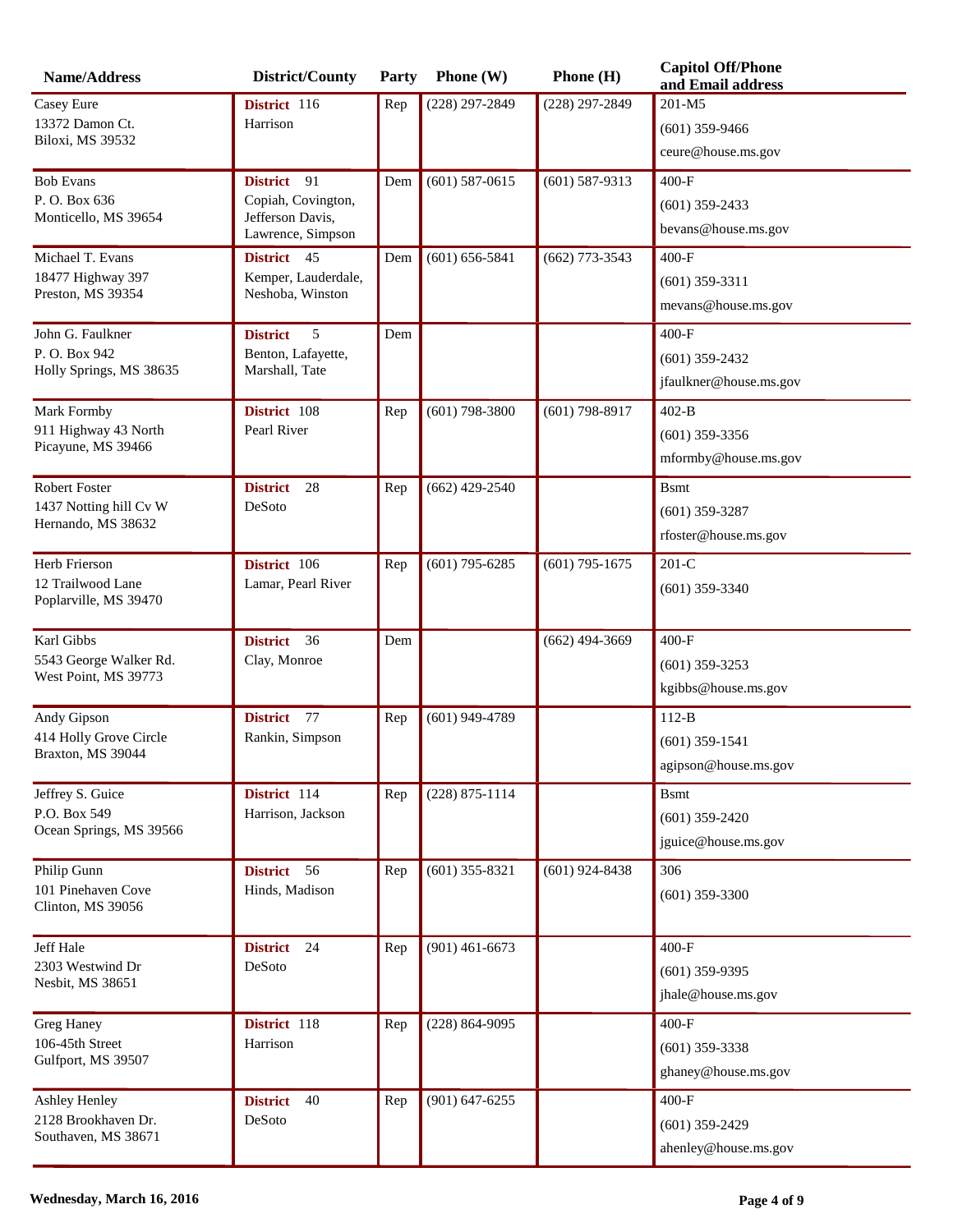| Name/Address | District/County | Party | Phone (W) | Phone (H) | Capitol Off/Phone and Email address |
| --- | --- | --- | --- | --- | --- |
| Casey Eure<br>13372 Damon Ct.<br>Biloxi, MS 39532 | **District** 116<br>Harrison | Rep | (228) 297-2849 | (228) 297-2849 | 201-M5<br>(601) 359-9466<br>ceure@house.ms.gov |
| Bob Evans<br>P. O. Box 636<br>Monticello, MS 39654 | **District** 91<br>Copiah, Covington, Jefferson Davis, Lawrence, Simpson | Dem | (601) 587-0615 | (601) 587-9313 | 400-F<br>(601) 359-2433<br>bevans@house.ms.gov |
| Michael T. Evans<br>18477 Highway 397<br>Preston, MS 39354 | **District** 45<br>Kemper, Lauderdale, Neshoba, Winston | Dem | (601) 656-5841 | (662) 773-3543 | 400-F<br>(601) 359-3311<br>mevans@house.ms.gov |
| John G. Faulkner<br>P. O. Box 942<br>Holly Springs, MS 38635 | **District** 5<br>Benton, Lafayette, Marshall, Tate | Dem | | | 400-F<br>(601) 359-2432<br>jfaulkner@house.ms.gov |
| Mark Formby<br>911 Highway 43 North<br>Picayune, MS 39466 | **District** 108<br>Pearl River | Rep | (601) 798-3800 | (601) 798-8917 | 402-B<br>(601) 359-3356<br>mformby@house.ms.gov |
| Robert Foster<br>1437 Notting hill Cv W<br>Hernando, MS 38632 | **District** 28<br>DeSoto | Rep | (662) 429-2540 | | Bsmt<br>(601) 359-3287<br>rfoster@house.ms.gov |
| Herb Frierson<br>12 Trailwood Lane<br>Poplarville, MS 39470 | **District** 106<br>Lamar, Pearl River | Rep | (601) 795-6285 | (601) 795-1675 | 201-C<br>(601) 359-3340 |
| Karl Gibbs<br>5543 George Walker Rd.<br>West Point, MS 39773 | **District** 36<br>Clay, Monroe | Dem | | (662) 494-3669 | 400-F<br>(601) 359-3253<br>kgibbs@house.ms.gov |
| Andy Gipson<br>414 Holly Grove Circle<br>Braxton, MS 39044 | **District** 77<br>Rankin, Simpson | Rep | (601) 949-4789 | | 112-B<br>(601) 359-1541<br>agipson@house.ms.gov |
| Jeffrey S. Guice<br>P.O. Box 549<br>Ocean Springs, MS 39566 | **District** 114<br>Harrison, Jackson | Rep | (228) 875-1114 | | Bsmt<br>(601) 359-2420<br>jguice@house.ms.gov |
| Philip Gunn<br>101 Pinehaven Cove<br>Clinton, MS 39056 | **District** 56<br>Hinds, Madison | Rep | (601) 355-8321 | (601) 924-8438 | 306<br>(601) 359-3300 |
| Jeff Hale<br>2303 Westwind Dr<br>Nesbit, MS 38651 | **District** 24<br>DeSoto | Rep | (901) 461-6673 | | 400-F<br>(601) 359-9395<br>jhale@house.ms.gov |
| Greg Haney<br>106-45th Street<br>Gulfport, MS 39507 | **District** 118<br>Harrison | Rep | (228) 864-9095 | | 400-F<br>(601) 359-3338<br>ghaney@house.ms.gov |
| Ashley Henley<br>2128 Brookhaven Dr.<br>Southaven, MS 38671 | **District** 40<br>DeSoto | Rep | (901) 647-6255 | | 400-F<br>(601) 359-2429<br>ahenley@house.ms.gov |

**Wednesday, March 16, 2016**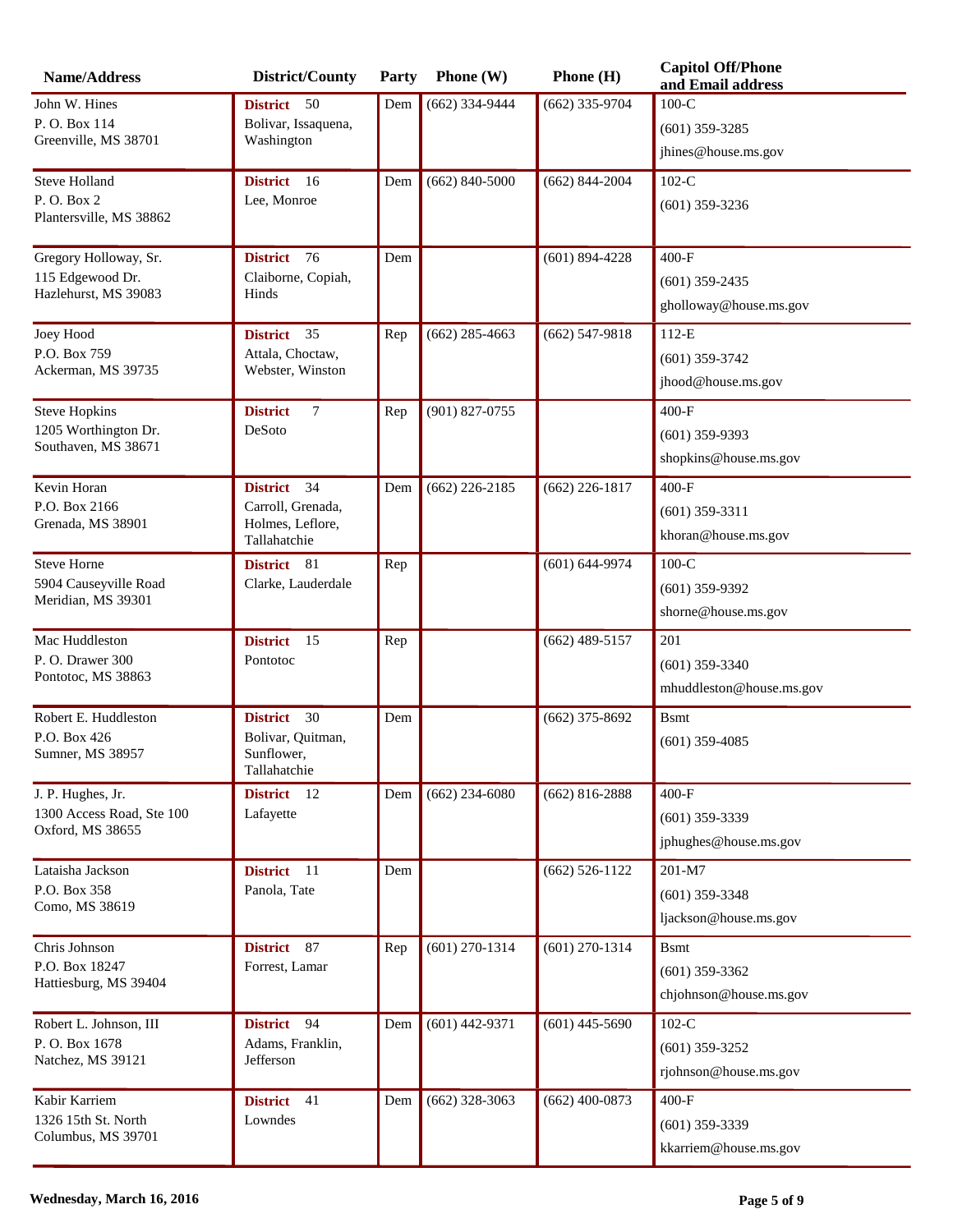| Name/Address | District/County | Party | Phone (W) | Phone (H) | Capitol Off/Phone and Email address |
|---|---|---|---|---|---|
| John W. Hines<br>P. O. Box 114<br>Greenville, MS 38701 | **District** 50<br>Bolivar, Issaquena, Washington | Dem | (662) 334-9444 | (662) 335-9704 | 100-C<br>(601) 359-3285<br>jhines@house.ms.gov |
| Steve Holland<br>P. O. Box 2<br>Plantersville, MS 38862 | **District** 16<br>Lee, Monroe | Dem | (662) 840-5000 | (662) 844-2004 | 102-C<br>(601) 359-3236 |
| Gregory Holloway, Sr.<br>115 Edgewood Dr.<br>Hazlehurst, MS 39083 | **District** 76<br>Claiborne, Copiah, Hinds | Dem | | (601) 894-4228 | 400-F<br>(601) 359-2435<br>gholloway@house.ms.gov |
| Joey Hood<br>P.O. Box 759<br>Ackerman, MS 39735 | **District** 35<br>Attala, Choctaw, Webster, Winston | Rep | (662) 285-4663 | (662) 547-9818 | 112-E<br>(601) 359-3742<br>jhood@house.ms.gov |
| Steve Hopkins<br>1205 Worthington Dr.<br>Southaven, MS 38671 | **District** 7<br>DeSoto | Rep | (901) 827-0755 | | 400-F<br>(601) 359-9393<br>shopkins@house.ms.gov |
| Kevin Horan<br>P.O. Box 2166<br>Grenada, MS 38901 | **District** 34<br>Carroll, Grenada, Holmes, Leflore, Tallahatchie | Dem | (662) 226-2185 | (662) 226-1817 | 400-F<br>(601) 359-3311<br>khoran@house.ms.gov |
| Steve Horne<br>5904 Causeyville Road<br>Meridian, MS 39301 | **District** 81<br>Clarke, Lauderdale | Rep | | (601) 644-9974 | 100-C<br>(601) 359-9392<br>shorne@house.ms.gov |
| Mac Huddleston<br>P. O. Drawer 300<br>Pontotoc, MS 38863 | **District** 15<br>Pontotoc | Rep | | (662) 489-5157 | 201<br>(601) 359-3340<br>mhuddleston@house.ms.gov |
| Robert E. Huddleston<br>P.O. Box 426<br>Sumner, MS 38957 | **District** 30<br>Bolivar, Quitman, Sunflower, Tallahatchie | Dem | | (662) 375-8692 | Bsmt<br>(601) 359-4085 |
| J. P. Hughes, Jr.<br>1300 Access Road, Ste 100<br>Oxford, MS 38655 | **District** 12<br>Lafayette | Dem | (662) 234-6080 | (662) 816-2888 | 400-F<br>(601) 359-3339<br>jphughes@house.ms.gov |
| Lataisha Jackson<br>P.O. Box 358<br>Como, MS 38619 | **District** 11<br>Panola, Tate | Dem | | (662) 526-1122 | 201-M7<br>(601) 359-3348<br>ljackson@house.ms.gov |
| Chris Johnson<br>P.O. Box 18247<br>Hattiesburg, MS 39404 | **District** 87<br>Forrest, Lamar | Rep | (601) 270-1314 | (601) 270-1314 | Bsmt<br>(601) 359-3362<br>chjohnson@house.ms.gov |
| Robert L. Johnson, III<br>P. O. Box 1678<br>Natchez, MS 39121 | **District** 94<br>Adams, Franklin, Jefferson | Dem | (601) 442-9371 | (601) 445-5690 | 102-C<br>(601) 359-3252<br>rjohnson@house.ms.gov |
| Kabir Karriem<br>1326 15th St. North<br>Columbus, MS 39701 | **District** 41<br>Lowndes | Dem | (662) 328-3063 | (662) 400-0873 | 400-F<br>(601) 359-3339<br>kkarriem@house.ms.gov |

Wednesday, March 16, 2016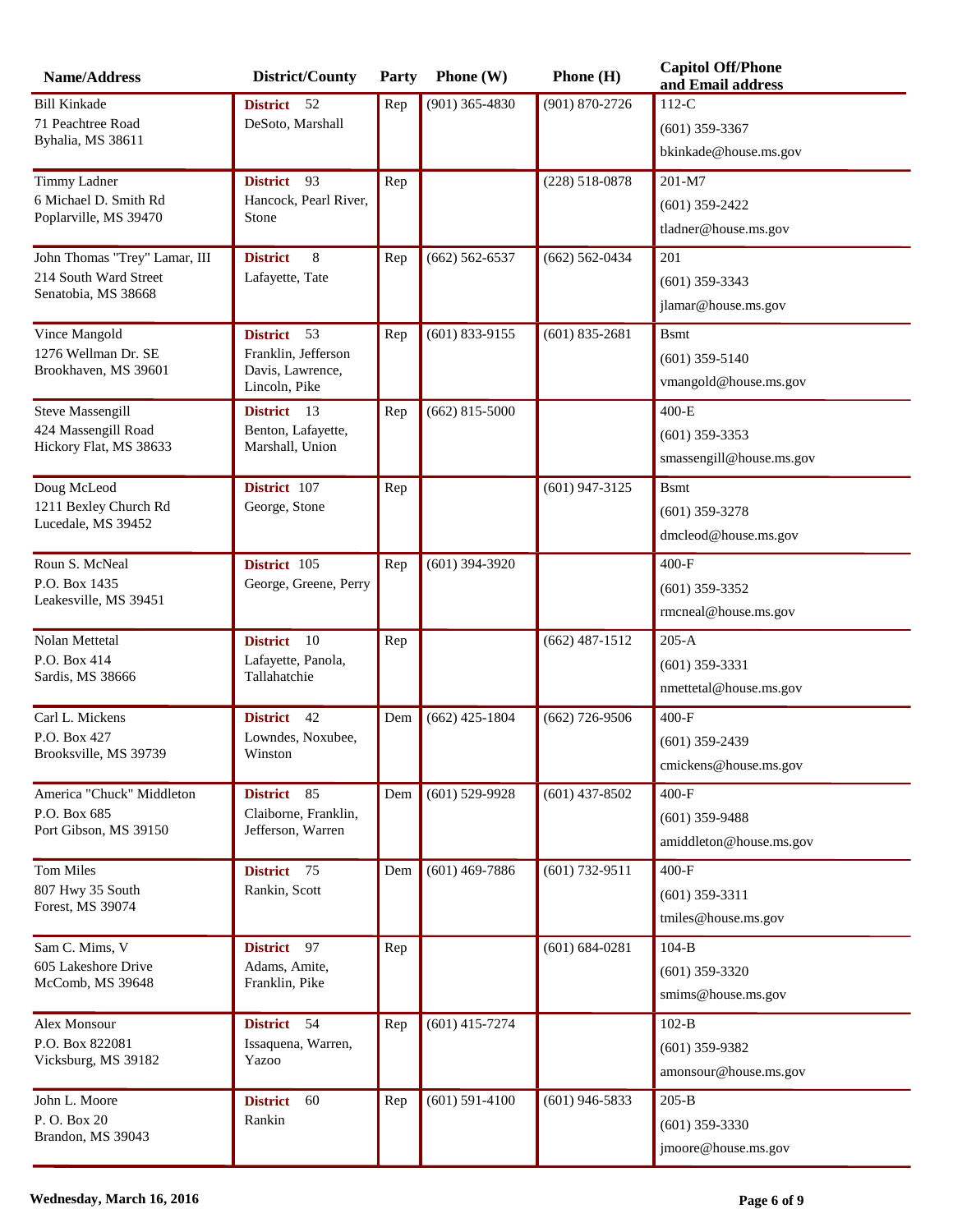| Name/Address | District/County | Party | Phone (W) | Phone (H) | Capitol Off/Phone and Email address |
|---|---|---|---|---|---|
| Bill Kinkade<br>71 Peachtree Road<br>Byhalia, MS 38611 | **District** 52<br>DeSoto, Marshall | Rep | (901) 365-4830 | (901) 870-2726 | 112-C<br>(601) 359-3367<br>bkinkade@house.ms.gov |
| Timmy Ladner<br>6 Michael D. Smith Rd<br>Poplarville, MS 39470 | **District** 93<br>Hancock, Pearl River, Stone | Rep | | (228) 518-0878 | 201-M7<br>(601) 359-2422<br>tladner@house.ms.gov |
| John Thomas "Trey" Lamar, III<br>214 South Ward Street<br>Senatobia, MS 38668 | **District** 8<br>Lafayette, Tate | Rep | (662) 562-6537 | (662) 562-0434 | 201<br>(601) 359-3343<br>jlamar@house.ms.gov |
| Vince Mangold<br>1276 Wellman Dr. SE<br>Brookhaven, MS 39601 | **District** 53<br>Franklin, Jefferson Davis, Lawrence, Lincoln, Pike | Rep | (601) 833-9155 | (601) 835-2681 | Bsmt<br>(601) 359-5140<br>vmangold@house.ms.gov |
| Steve Massengill<br>424 Massengill Road<br>Hickory Flat, MS 38633 | **District** 13<br>Benton, Lafayette, Marshall, Union | Rep | (662) 815-5000 | | 400-E<br>(601) 359-3353<br>smassengill@house.ms.gov |
| Doug McLeod<br>1211 Bexley Church Rd<br>Lucedale, MS 39452 | **District** 107<br>George, Stone | Rep | | (601) 947-3125 | Bsmt<br>(601) 359-3278<br>dmcleod@house.ms.gov |
| Roun S. McNeal<br>P.O. Box 1435<br>Leakesville, MS 39451 | **District** 105<br>George, Greene, Perry | Rep | (601) 394-3920 | | 400-F<br>(601) 359-3352<br>rmcneal@house.ms.gov |
| Nolan Mettetal<br>P.O. Box 414<br>Sardis, MS 38666 | **District** 10<br>Lafayette, Panola, Tallahatchie | Rep | | (662) 487-1512 | 205-A<br>(601) 359-3331<br>nmettetal@house.ms.gov |
| Carl L. Mickens<br>P.O. Box 427<br>Brooksville, MS 39739 | **District** 42<br>Lowndes, Noxubee, Winston | Dem | (662) 425-1804 | (662) 726-9506 | 400-F<br>(601) 359-2439<br>cmickens@house.ms.gov |
| America "Chuck" Middleton<br>P.O. Box 685<br>Port Gibson, MS 39150 | **District** 85<br>Claiborne, Franklin, Jefferson, Warren | Dem | (601) 529-9928 | (601) 437-8502 | 400-F<br>(601) 359-9488<br>amiddleton@house.ms.gov |
| Tom Miles<br>807 Hwy 35 South<br>Forest, MS 39074 | **District** 75<br>Rankin, Scott | Dem | (601) 469-7886 | (601) 732-9511 | 400-F<br>(601) 359-3311<br>tmiles@house.ms.gov |
| Sam C. Mims, V<br>605 Lakeshore Drive<br>McComb, MS 39648 | **District** 97<br>Adams, Amite, Franklin, Pike | Rep | | (601) 684-0281 | 104-B<br>(601) 359-3320<br>smims@house.ms.gov |
| Alex Monsour<br>P.O. Box 822081<br>Vicksburg, MS 39182 | **District** 54<br>Issaquena, Warren, Yazoo | Rep | (601) 415-7274 | | 102-B<br>(601) 359-9382<br>amonsour@house.ms.gov |
| John L. Moore<br>P. O. Box 20<br>Brandon, MS 39043 | **District** 60<br>Rankin | Rep | (601) 591-4100 | (601) 946-5833 | 205-B<br>(601) 359-3330<br>jmoore@house.ms.gov |

**Wednesday, March 16, 2016**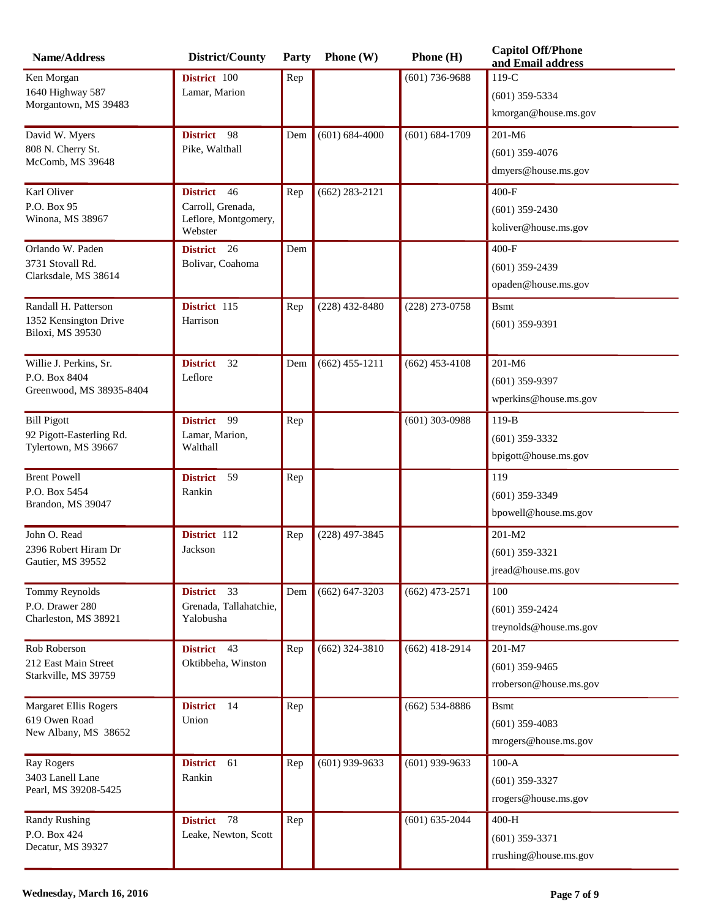| Name/Address | District/County | Party | Phone (W) | Phone (H) | Capitol Off/Phone and Email address |
|---|---|---|---|---|---|
| Ken Morgan<br>1640 Highway 587<br>Morgantown, MS 39483 | **District** 100<br>Lamar, Marion | Rep | | (601) 736-9688 | 119-C<br>(601) 359-5334<br>kmorgan@house.ms.gov |
| David W. Myers<br>808 N. Cherry St.<br>McComb, MS 39648 | **District** 98<br>Pike, Walthall | Dem | (601) 684-4000 | (601) 684-1709 | 201-M6<br>(601) 359-4076<br>dmyers@house.ms.gov |
| Karl Oliver<br>P.O. Box 95<br>Winona, MS 38967 | **District** 46<br>Carroll, Grenada, Leflore, Montgomery, Webster | Rep | (662) 283-2121 | | 400-F<br>(601) 359-2430<br>koliver@house.ms.gov |
| Orlando W. Paden<br>3731 Stovall Rd.<br>Clarksdale, MS 38614 | **District** 26<br>Bolivar, Coahoma | Dem | | | 400-F<br>(601) 359-2439<br>opaden@house.ms.gov |
| Randall H. Patterson<br>1352 Kensington Drive<br>Biloxi, MS 39530 | **District** 115<br>Harrison | Rep | (228) 432-8480 | (228) 273-0758 | Bsmt<br>(601) 359-9391 |
| Willie J. Perkins, Sr.<br>P.O. Box 8404<br>Greenwood, MS 38935-8404 | **District** 32<br>Leflore | Dem | (662) 455-1211 | (662) 453-4108 | 201-M6<br>(601) 359-9397<br>wperkins@house.ms.gov |
| Bill Pigott<br>92 Pigott-Easterling Rd.<br>Tylertown, MS 39667 | **District** 99<br>Lamar, Marion, Walthall | Rep | | (601) 303-0988 | 119-B<br>(601) 359-3332<br>bpigott@house.ms.gov |
| Brent Powell<br>P.O. Box 5454<br>Brandon, MS 39047 | **District** 59<br>Rankin | Rep | | | 119<br>(601) 359-3349<br>bpowell@house.ms.gov |
| John O. Read<br>2396 Robert Hiram Dr<br>Gautier, MS 39552 | **District** 112<br>Jackson | Rep | (228) 497-3845 | | 201-M2<br>(601) 359-3321<br>jread@house.ms.gov |
| Tommy Reynolds<br>P.O. Drawer 280<br>Charleston, MS 38921 | **District** 33<br>Grenada, Tallahatchie, Yalobusha | Dem | (662) 647-3203 | (662) 473-2571 | 100<br>(601) 359-2424<br>treynolds@house.ms.gov |
| Rob Roberson<br>212 East Main Street<br>Starkville, MS 39759 | **District** 43<br>Oktibbeha, Winston | Rep | (662) 324-3810 | (662) 418-2914 | 201-M7<br>(601) 359-9465<br>rroberson@house.ms.gov |
| Margaret Ellis Rogers<br>619 Owen Road<br>New Albany, MS 38652 | **District** 14<br>Union | Rep | | (662) 534-8886 | Bsmt<br>(601) 359-4083<br>mrogers@house.ms.gov |
| Ray Rogers<br>3403 Lanell Lane<br>Pearl, MS 39208-5425 | **District** 61<br>Rankin | Rep | (601) 939-9633 | (601) 939-9633 | 100-A<br>(601) 359-3327<br>rrogers@house.ms.gov |
| Randy Rushing<br>P.O. Box 424<br>Decatur, MS 39327 | **District** 78<br>Leake, Newton, Scott | Rep | | (601) 635-2044 | 400-H<br>(601) 359-3371<br>rrushing@house.ms.gov |

**Wednesday, March 16, 2016**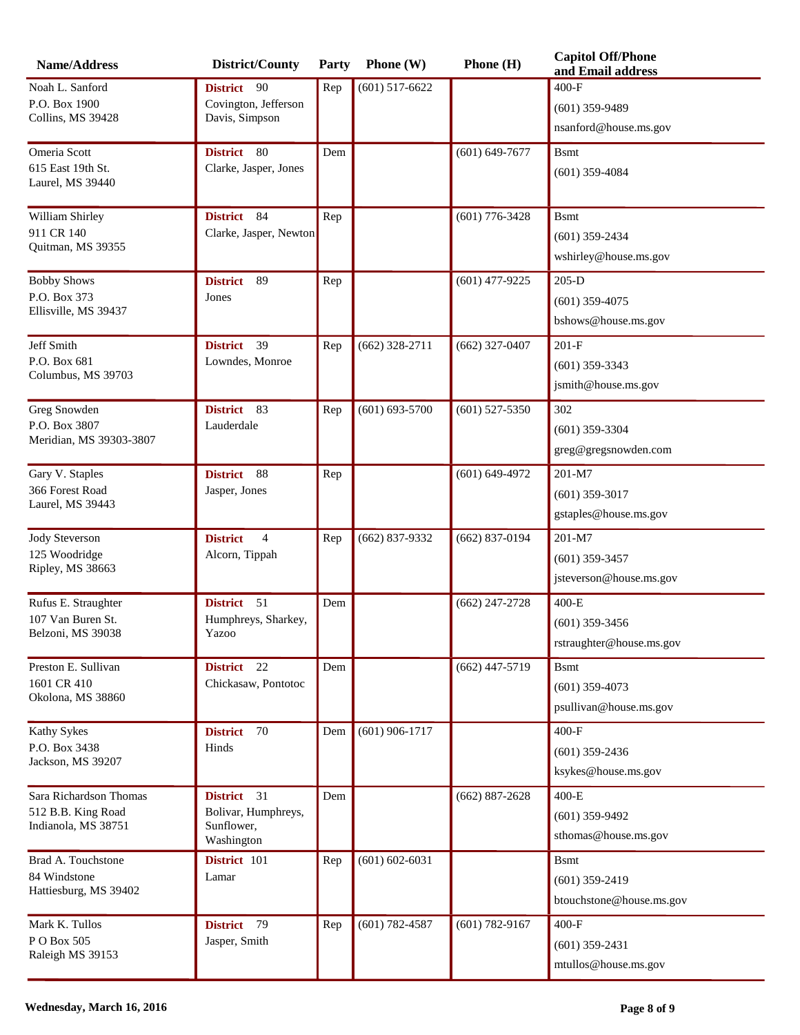| Name/Address | District/County | Party | Phone (W) | Phone (H) | Capitol Off/Phone and Email address |
|---|---|---|---|---|---|
| Noah L. Sanford<br>P.O. Box 1900<br>Collins, MS 39428 | **District** 90<br>Covington, Jefferson Davis, Simpson | Rep | (601) 517-6622 | | 400-F<br>(601) 359-9489<br>nsanford@house.ms.gov |
| Omeria Scott<br>615 East 19th St.<br>Laurel, MS 39440 | **District** 80<br>Clarke, Jasper, Jones | Dem | | (601) 649-7677 | Bsmt<br>(601) 359-4084 |
| William Shirley<br>911 CR 140<br>Quitman, MS 39355 | **District** 84<br>Clarke, Jasper, Newton | Rep | | (601) 776-3428 | Bsmt<br>(601) 359-2434<br>wshirley@house.ms.gov |
| Bobby Shows<br>P.O. Box 373<br>Ellisville, MS 39437 | **District** 89<br>Jones | Rep | | (601) 477-9225 | 205-D<br>(601) 359-4075<br>bshows@house.ms.gov |
| Jeff Smith<br>P.O. Box 681<br>Columbus, MS 39703 | **District** 39<br>Lowndes, Monroe | Rep | (662) 328-2711 | (662) 327-0407 | 201-F<br>(601) 359-3343<br>jsmith@house.ms.gov |
| Greg Snowden<br>P.O. Box 3807<br>Meridian, MS 39303-3807 | **District** 83<br>Lauderdale | Rep | (601) 693-5700 | (601) 527-5350 | 302<br>(601) 359-3304<br>greg@gregsnowden.com |
| Gary V. Staples<br>366 Forest Road<br>Laurel, MS 39443 | **District** 88<br>Jasper, Jones | Rep | | (601) 649-4972 | 201-M7<br>(601) 359-3017<br>gstaples@house.ms.gov |
| Jody Steverson<br>125 Woodridge<br>Ripley, MS 38663 | **District** 4<br>Alcorn, Tippah | Rep | (662) 837-9332 | (662) 837-0194 | 201-M7<br>(601) 359-3457<br>jsteverson@house.ms.gov |
| Rufus E. Straughter<br>107 Van Buren St.<br>Belzoni, MS 39038 | **District** 51<br>Humphreys, Sharkey, Yazoo | Dem | | (662) 247-2728 | 400-E<br>(601) 359-3456<br>rstraughter@house.ms.gov |
| Preston E. Sullivan<br>1601 CR 410<br>Okolona, MS 38860 | **District** 22<br>Chickasaw, Pontotoc | Dem | | (662) 447-5719 | Bsmt<br>(601) 359-4073<br>psullivan@house.ms.gov |
| Kathy Sykes<br>P.O. Box 3438<br>Jackson, MS 39207 | **District** 70<br>Hinds | Dem | (601) 906-1717 | | 400-F<br>(601) 359-2436<br>ksykes@house.ms.gov |
| Sara Richardson Thomas<br>512 B.B. King Road<br>Indianola, MS 38751 | **District** 31<br>Bolivar, Humphreys, Sunflower, Washington | Dem | | (662) 887-2628 | 400-E<br>(601) 359-9492<br>sthomas@house.ms.gov |
| Brad A. Touchstone<br>84 Windstone<br>Hattiesburg, MS 39402 | **District** 101<br>Lamar | Rep | (601) 602-6031 | | Bsmt<br>(601) 359-2419<br>btouchstone@house.ms.gov |
| Mark K. Tullos<br>P O Box 505<br>Raleigh MS 39153 | **District** 79<br>Jasper, Smith | Rep | (601) 782-4587 | (601) 782-9167 | 400-F<br>(601) 359-2431<br>mtullos@house.ms.gov |

**Wednesday, March 16, 2016**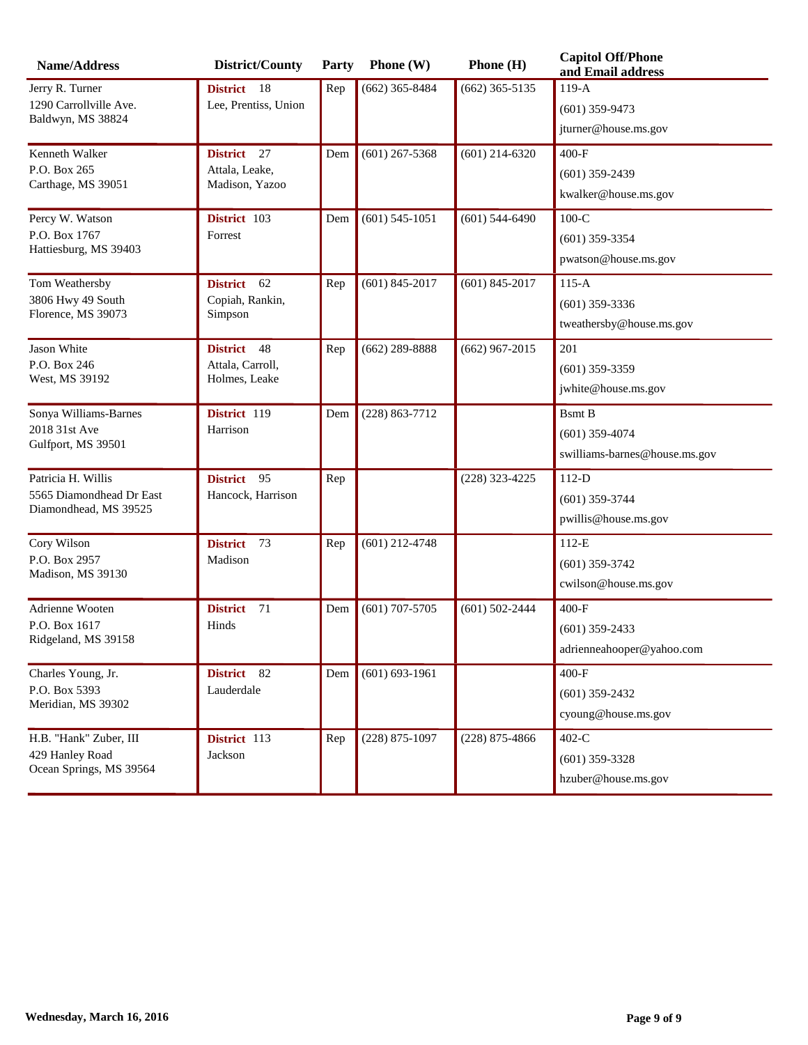| Name/Address | District/County | Party | Phone (W) | Phone (H) | Capitol Off/Phone and Email address |
|---|---|---|---|---|---|
| Jerry R. Turner<br>1290 Carrollville Ave.<br>Baldwyn, MS 38824 | **District** 18<br>Lee, Prentiss, Union | Rep | (662) 365-8484 | (662) 365-5135 | 119-A<br>(601) 359-9473<br>jturner@house.ms.gov |
| Kenneth Walker<br>P.O. Box 265<br>Carthage, MS 39051 | **District** 27<br>Attala, Leake, Madison, Yazoo | Dem | (601) 267-5368 | (601) 214-6320 | 400-F<br>(601) 359-2439<br>kwalker@house.ms.gov |
| Percy W. Watson<br>P.O. Box 1767<br>Hattiesburg, MS 39403 | **District** 103<br>Forrest | Dem | (601) 545-1051 | (601) 544-6490 | 100-C<br>(601) 359-3354<br>pwatson@house.ms.gov |
| Tom Weathersby<br>3806 Hwy 49 South<br>Florence, MS 39073 | **District** 62<br>Copiah, Rankin, Simpson | Rep | (601) 845-2017 | (601) 845-2017 | 115-A<br>(601) 359-3336<br>tweathersby@house.ms.gov |
| Jason White<br>P.O. Box 246<br>West, MS 39192 | **District** 48<br>Attala, Carroll, Holmes, Leake | Rep | (662) 289-8888 | (662) 967-2015 | 201<br>(601) 359-3359<br>jwhite@house.ms.gov |
| Sonya Williams-Barnes<br>2018 31st Ave<br>Gulfport, MS 39501 | **District** 119<br>Harrison | Dem | (228) 863-7712 | | Bsmt B<br>(601) 359-4074<br>swilliams-barnes@house.ms.gov |
| Patricia H. Willis<br>5565 Diamondhead Dr East<br>Diamondhead, MS 39525 | **District** 95<br>Hancock, Harrison | Rep | | (228) 323-4225 | 112-D<br>(601) 359-3744<br>pwillis@house.ms.gov |
| Cory Wilson<br>P.O. Box 2957<br>Madison, MS 39130 | **District** 73<br>Madison | Rep | (601) 212-4748 | | 112-E<br>(601) 359-3742<br>cwilson@house.ms.gov |
| Adrienne Wooten<br>P.O. Box 1617<br>Ridgeland, MS 39158 | **District** 71<br>Hinds | Dem | (601) 707-5705 | (601) 502-2444 | 400-F<br>(601) 359-2433<br>adrienneahooper@yahoo.com |
| Charles Young, Jr.<br>P.O. Box 5393<br>Meridian, MS 39302 | **District** 82<br>Lauderdale | Dem | (601) 693-1961 | | 400-F<br>(601) 359-2432<br>cyoung@house.ms.gov |
| H.B. "Hank" Zuber, III<br>429 Hanley Road<br>Ocean Springs, MS 39564 | **District** 113<br>Jackson | Rep | (228) 875-1097 | (228) 875-4866 | 402-C<br>(601) 359-3328<br>hzuber@house.ms.gov |

**Wednesday, March 16, 2016**